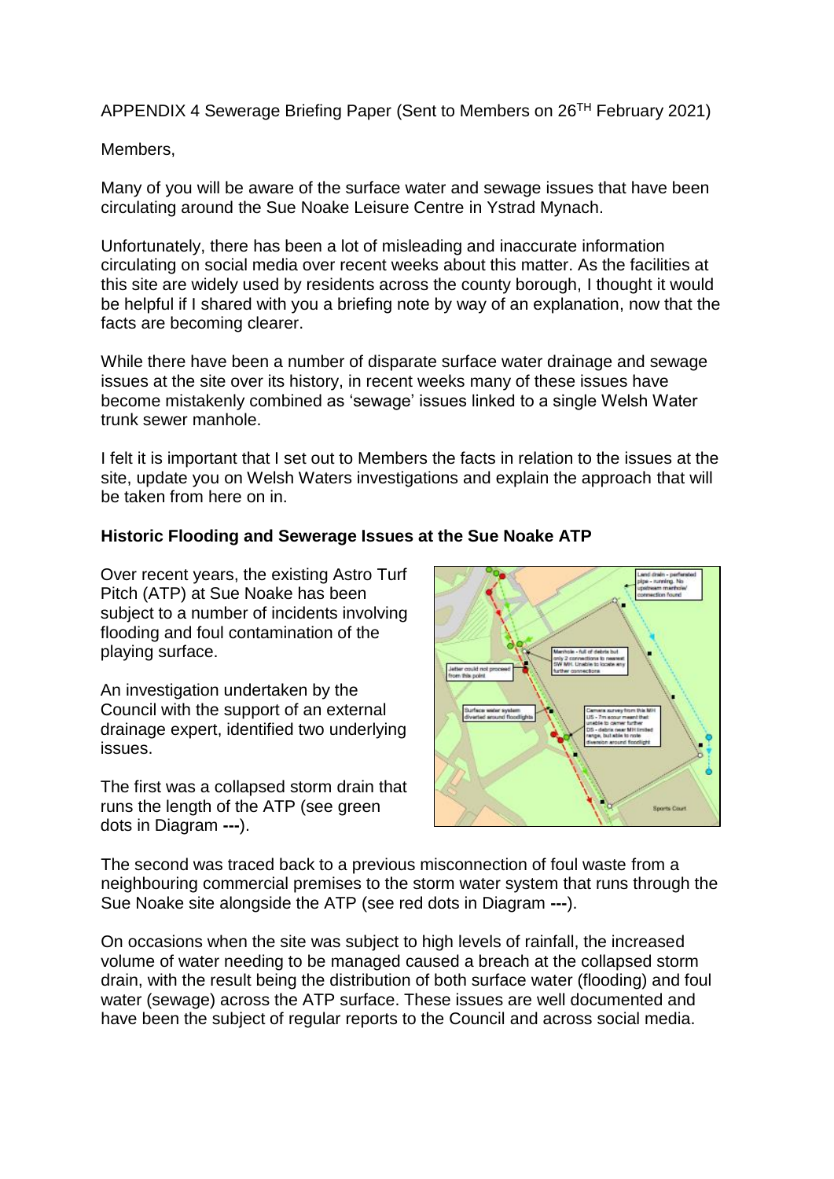APPENDIX 4 Sewerage Briefing Paper (Sent to Members on 26TH February 2021)

Members,

Many of you will be aware of the surface water and sewage issues that have been circulating around the Sue Noake Leisure Centre in Ystrad Mynach.

Unfortunately, there has been a lot of misleading and inaccurate information circulating on social media over recent weeks about this matter. As the facilities at this site are widely used by residents across the county borough, I thought it would be helpful if I shared with you a briefing note by way of an explanation, now that the facts are becoming clearer.

While there have been a number of disparate surface water drainage and sewage issues at the site over its history, in recent weeks many of these issues have become mistakenly combined as 'sewage' issues linked to a single Welsh Water trunk sewer manhole.

I felt it is important that I set out to Members the facts in relation to the issues at the site, update you on Welsh Waters investigations and explain the approach that will be taken from here on in.

**Historic Flooding and Sewerage Issues at the Sue Noake ATP**

Over recent years, the existing Astro Turf Pitch (ATP) at Sue Noake has been subject to a number of incidents involving flooding and foul contamination of the playing surface.

An investigation undertaken by the Council with the support of an external drainage expert, identified two underlying issues.

The first was a collapsed storm drain that runs the length of the ATP (see green dots in Diagram **---**).

The second was traced back to a previous misconnection of foul waste from a neighbouring commercial premises to the storm water system that runs through the Sue Noake site alongside the ATP (see red dots in Diagram **---**).

On occasions when the site was subject to high levels of rainfall, the increased volume of water needing to be managed caused a breach at the collapsed storm drain, with the result being the distribution of both surface water (flooding) and foul water (sewage) across the ATP surface. These issues are well documented and have been the subject of regular reports to the Council and across social media.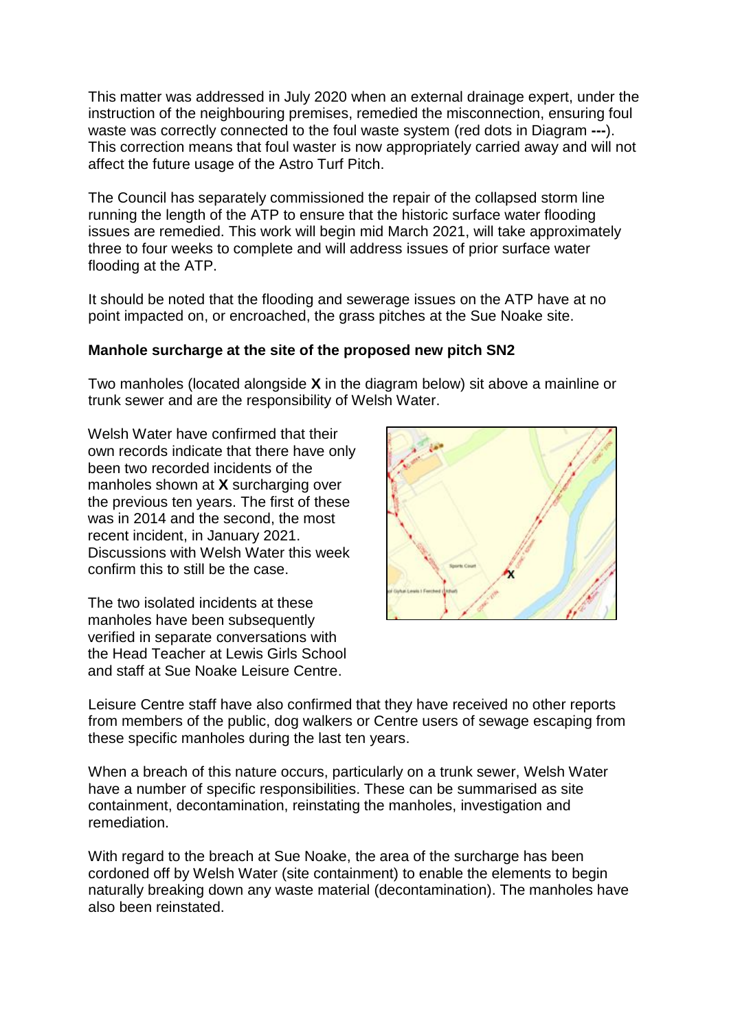This matter was addressed in July 2020 when an external drainage expert, under the instruction of the neighbouring premises, remedied the misconnection, ensuring foul waste was correctly connected to the foul waste system (red dots in Diagram **---**). This correction means that foul waster is now appropriately carried away and will not affect the future usage of the Astro Turf Pitch.

The Council has separately commissioned the repair of the collapsed storm line running the length of the ATP to ensure that the historic surface water flooding issues are remedied. This work will begin mid March 2021, will take approximately three to four weeks to complete and will address issues of prior surface water flooding at the ATP.

It should be noted that the flooding and sewerage issues on the ATP have at no point impacted on, or encroached, the grass pitches at the Sue Noake site.

**Manhole surcharge at the site of the proposed new pitch SN2**

Two manholes (located alongside **X** in the diagram below) sit above a mainline or trunk sewer and are the responsibility of Welsh Water.

Welsh Water have confirmed that their own records indicate that there have only been two recorded incidents of the manholes shown at **X** surcharging over the previous ten years. The first of these was in 2014 and the second, the most recent incident, in January 2021. Discussions with Welsh Water this week confirm this to still be the case.

The two isolated incidents at these manholes have been subsequently verified in separate conversations with the Head Teacher at Lewis Girls School and staff at Sue Noake Leisure Centre.

Leisure Centre staff have also confirmed that they have received no other reports from members of the public, dog walkers or Centre users of sewage escaping from these specific manholes during the last ten years.

When a breach of this nature occurs, particularly on a trunk sewer, Welsh Water have a number of specific responsibilities. These can be summarised as site containment, decontamination, reinstating the manholes, investigation and remediation.

With regard to the breach at Sue Noake, the area of the surcharge has been cordoned off by Welsh Water (site containment) to enable the elements to begin naturally breaking down any waste material (decontamination). The manholes have also been reinstated.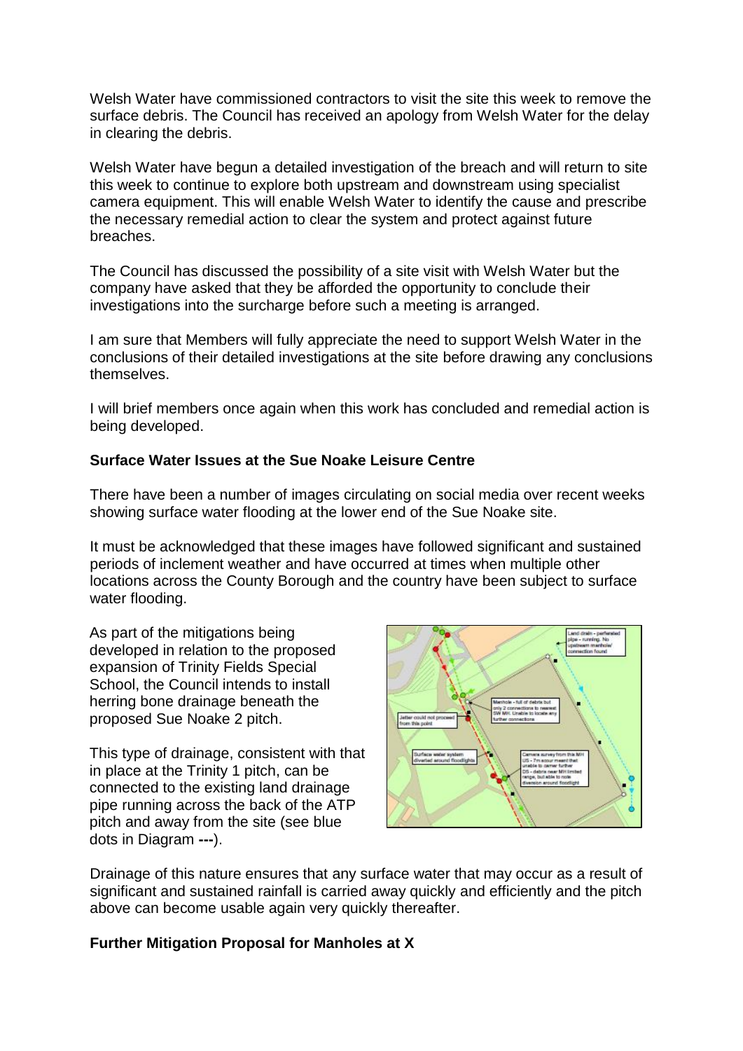Welsh Water have commissioned contractors to visit the site this week to remove the surface debris. The Council has received an apology from Welsh Water for the delay in clearing the debris.

Welsh Water have begun a detailed investigation of the breach and will return to site this week to continue to explore both upstream and downstream using specialist camera equipment. This will enable Welsh Water to identify the cause and prescribe the necessary remedial action to clear the system and protect against future breaches.

The Council has discussed the possibility of a site visit with Welsh Water but the company have asked that they be afforded the opportunity to conclude their investigations into the surcharge before such a meeting is arranged.

I am sure that Members will fully appreciate the need to support Welsh Water in the conclusions of their detailed investigations at the site before drawing any conclusions themselves.

I will brief members once again when this work has concluded and remedial action is being developed.

**Surface Water Issues at the Sue Noake Leisure Centre**

There have been a number of images circulating on social media over recent weeks showing surface water flooding at the lower end of the Sue Noake site.

It must be acknowledged that these images have followed significant and sustained periods of inclement weather and have occurred at times when multiple other locations across the County Borough and the country have been subject to surface water flooding.

As part of the mitigations being developed in relation to the proposed expansion of Trinity Fields Special School, the Council intends to install herring bone drainage beneath the proposed Sue Noake 2 pitch.

This type of drainage, consistent with that in place at the Trinity 1 pitch, can be connected to the existing land drainage pipe running across the back of the ATP pitch and away from the site (see blue dots in Diagram **---**).

Drainage of this nature ensures that any surface water that may occur as a result of significant and sustained rainfall is carried away quickly and efficiently and the pitch above can become usable again very quickly thereafter.

**Further Mitigation Proposal for Manholes at X**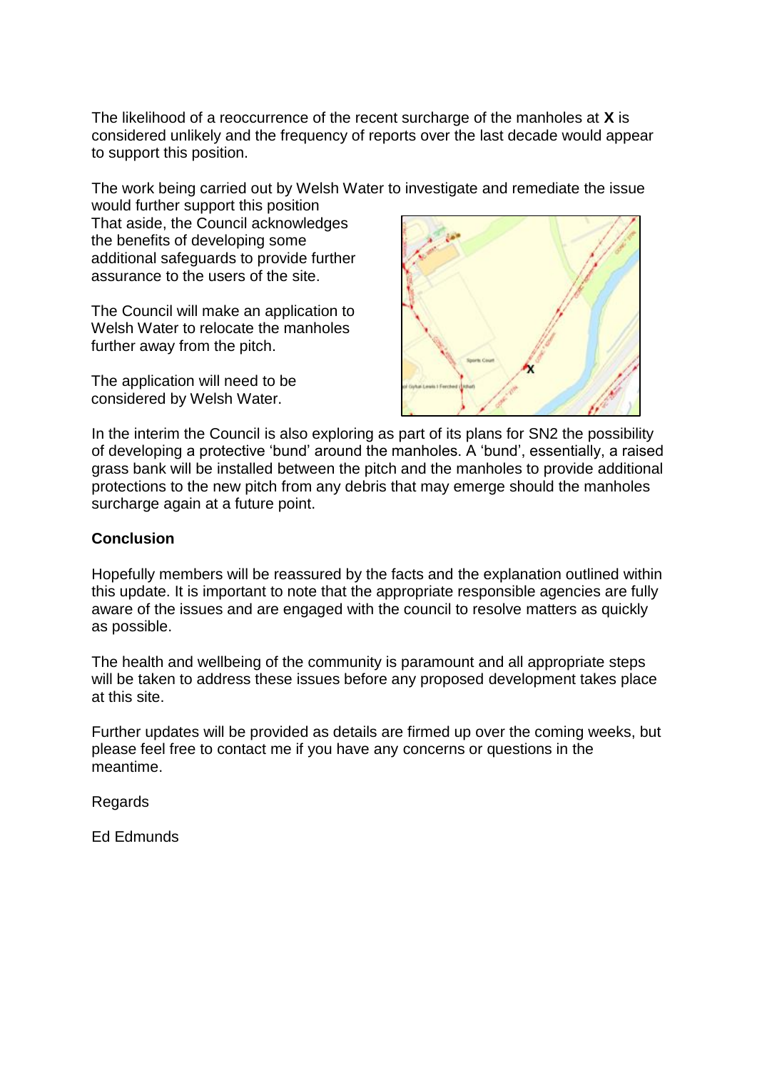The likelihood of a reoccurrence of the recent surcharge of the manholes at **X** is considered unlikely and the frequency of reports over the last decade would appear to support this position.

The work being carried out by Welsh Water to investigate and remediate the issue would further support this position

That aside, the Council acknowledges the benefits of developing some additional safeguards to provide further assurance to the users of the site.

The Council will make an application to Welsh Water to relocate the manholes further away from the pitch.

The application will need to be considered by Welsh Water.

In the interim the Council is also exploring as part of its plans for SN2 the possibility of developing a protective 'bund' around the manholes. A 'bund', essentially, a raised grass bank will be installed between the pitch and the manholes to provide additional protections to the new pitch from any debris that may emerge should the manholes surcharge again at a future point.

**Conclusion**

Hopefully members will be reassured by the facts and the explanation outlined within this update. It is important to note that the appropriate responsible agencies are fully aware of the issues and are engaged with the council to resolve matters as quickly as possible.

The health and wellbeing of the community is paramount and all appropriate steps will be taken to address these issues before any proposed development takes place at this site.

Further updates will be provided as details are firmed up over the coming weeks, but please feel free to contact me if you have any concerns or questions in the meantime.

Regards

Ed Edmunds